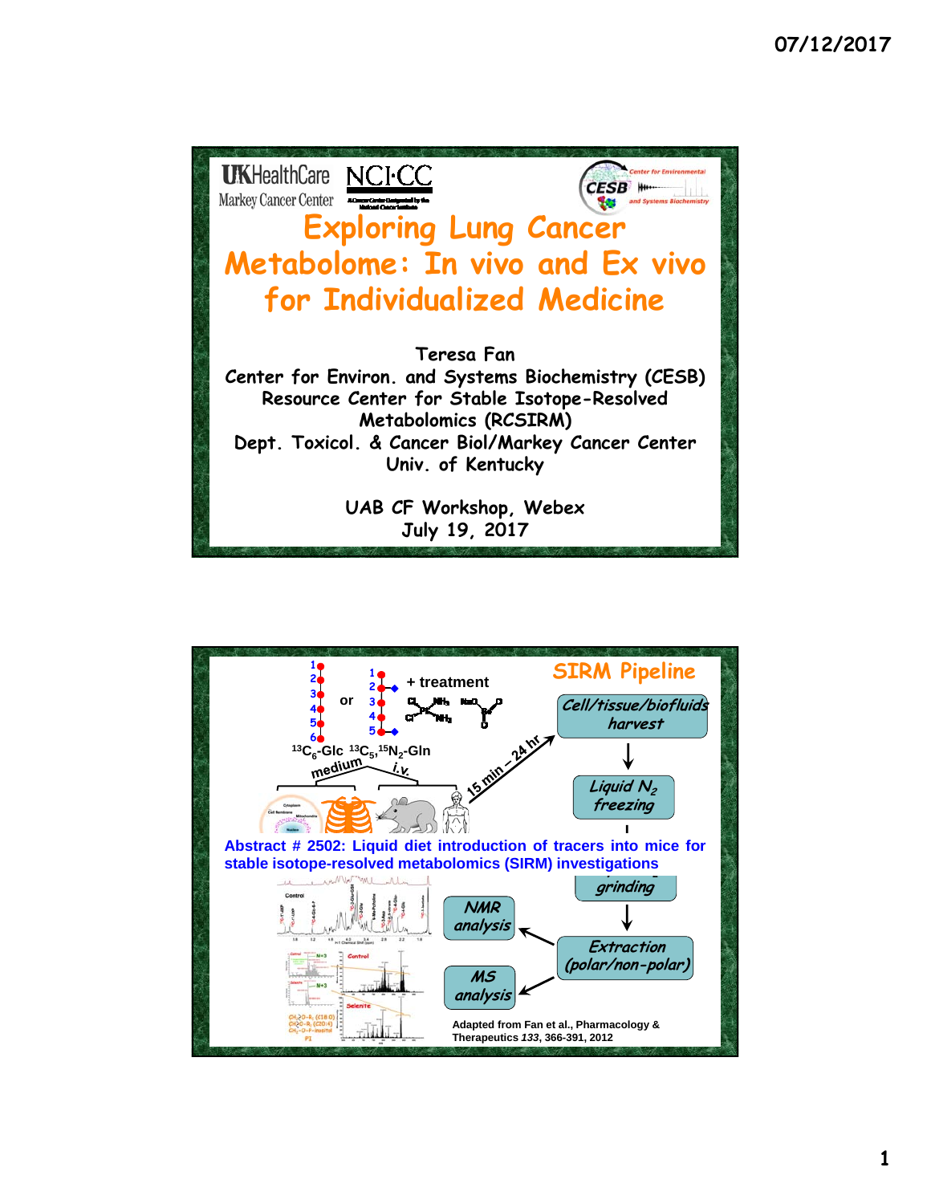# Exploring Lung Cancer Metabolome: In vivo and Ex vivo for Individualized Medicine

Teresa Fan

Center for Environ. and Systems Biochemistry (CESB)

Resource Center for Stable Isotope-Resolved Metabolomics (RCSIRM)

Dept. Toxicol. & Cancer Biol/Markey Cancer Center

Univ. of Kentucky

UAB CF Workshop, Webex

July 19, 2017

---

## SIRM Pipeline

$^{13}C_6$-Glc or $^{13}C_5$,$^{15}N_2$-Gln + treatment

medium — i.v. — 15 min – 24 hr

Cell/tissue/biofluids harvest → Liquid $N_2$ freezing → grinding → Extraction (polar/non-polar) → NMR analysis / MS analysis

**Abstract # 2502: Liquid diet introduction of tracers into mice for stable isotope-resolved metabolomics (SIRM) investigations**

Adapted from Fan et al., Pharmacology & Therapeutics *133*, 366-391, 2012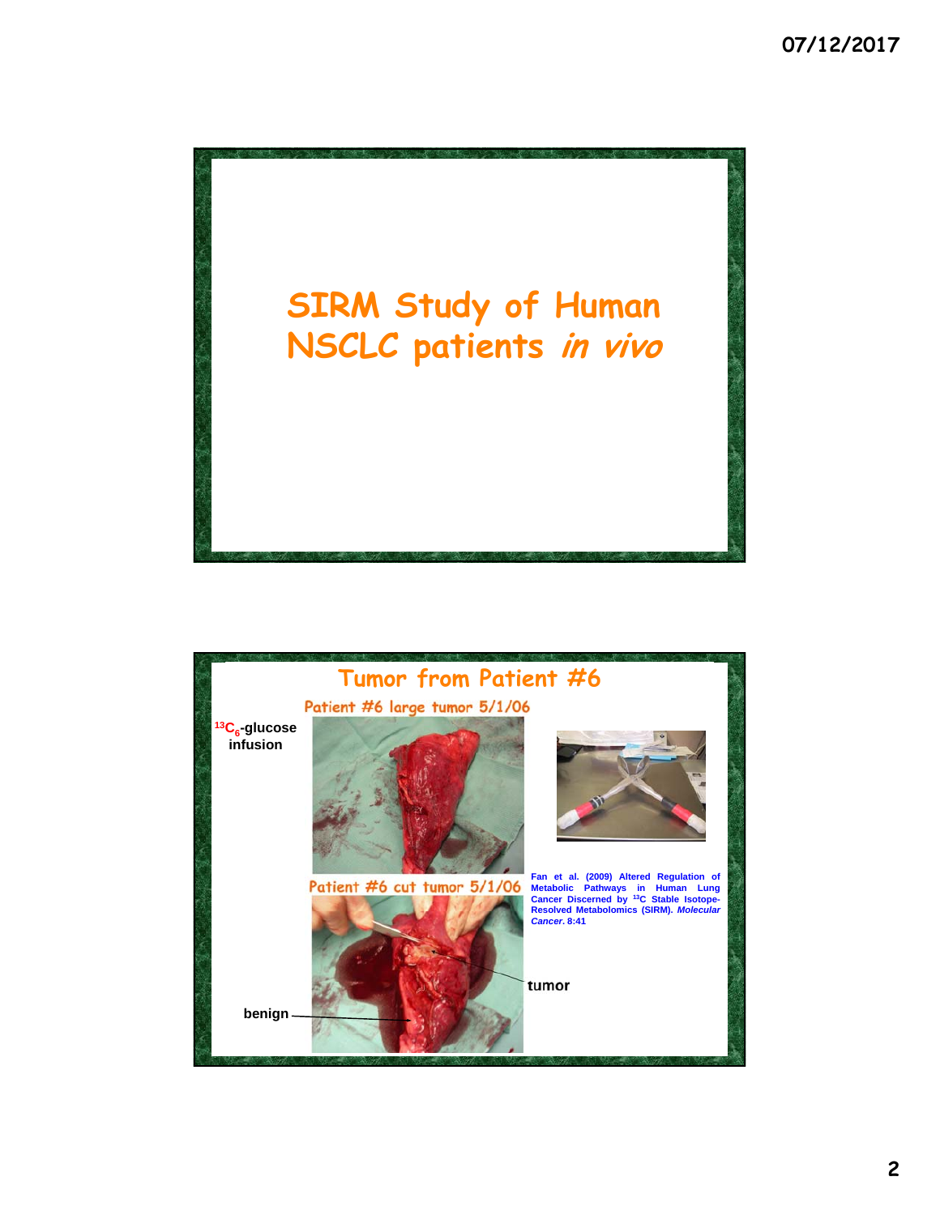# SIRM Study of Human NSCLC patients *in vivo*

## Tumor from Patient #6

Patient #6 large tumor 5/1/06

$^{13}C_6$-glucose infusion

Patient #6 cut tumor 5/1/06

Fan et al. (2009) Altered Regulation of Metabolic Pathways in Human Lung Cancer Discerned by $^{13}C$ Stable Isotope-Resolved Metabolomics (SIRM). *Molecular Cancer*. 8:41

tumor

benign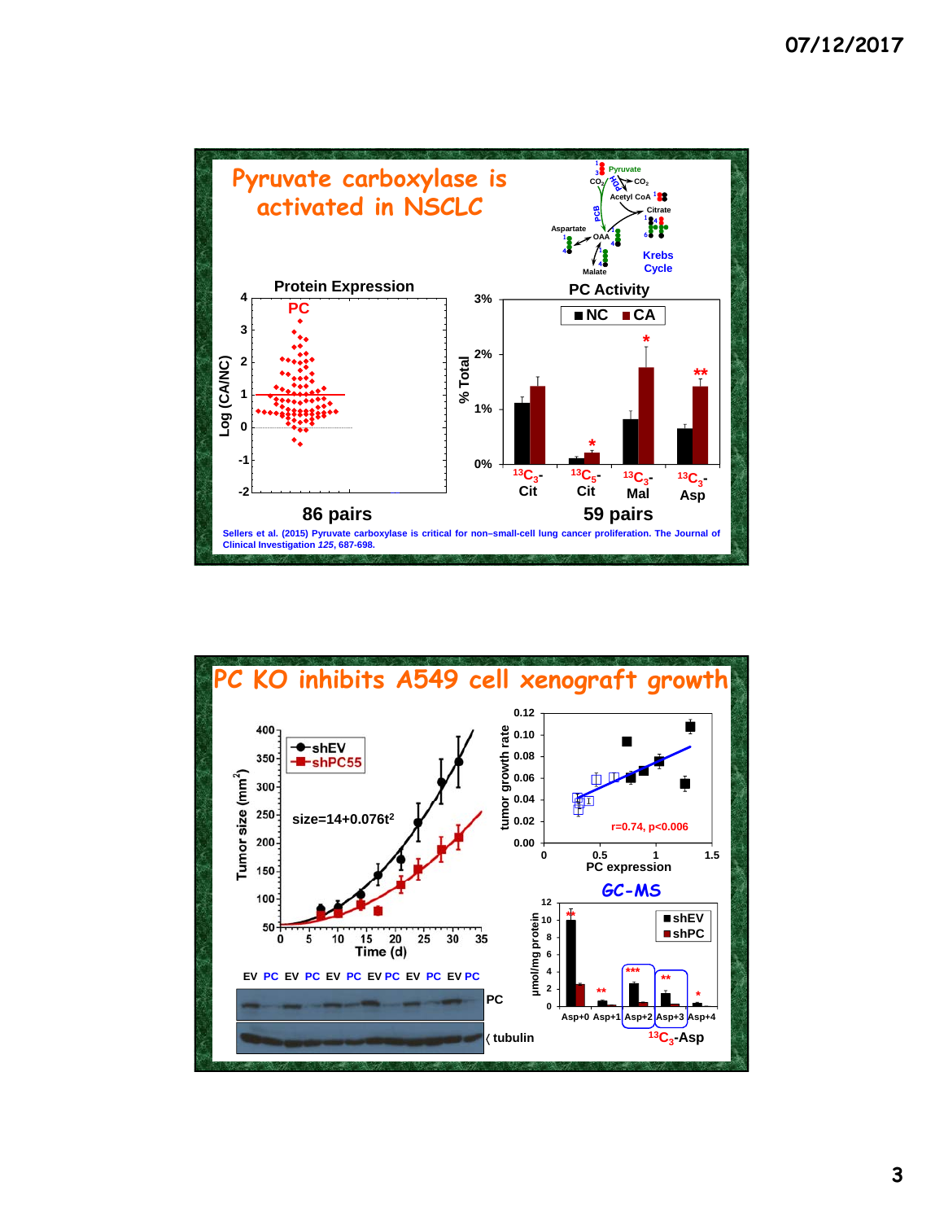07/12/2017

## Pyruvate carboxylase is activated in NSCLC

Pyruvate, $CO_2$, PDH, PCB, Acetyl CoA, Citrate, OAA, Aspartate, Malate, Krebs Cycle

**Protein Expression**

PC

Log (CA/NC)

86 pairs

**PC Activity**

■ NC ■ CA

% Total

$^{13}C_3$-Cit, $^{13}C_5$-Cit, $^{13}C_3$-Mal, $^{13}C_3$-Asp

59 pairs

Sellers et al. (2015) Pyruvate carboxylase is critical for non–small-cell lung cancer proliferation. The Journal of Clinical Investigation *125*, 687-698.

## PC KO inhibits A549 cell xenograft growth

shEV, shPC55

size=14+0.076t$^2$

Tumor size ($mm^2$)

Time (d)

EV PC EV PC EV PC EV PC EV PC EV PC

PC

tubulin

tumor growth rate

PC expression

r=0.74, p<0.006

**GC-MS**

µmol/mg protein

■ shEV ■ shPC

Asp+0 Asp+1 Asp+2 Asp+3 Asp+4

$^{13}C_3$-Asp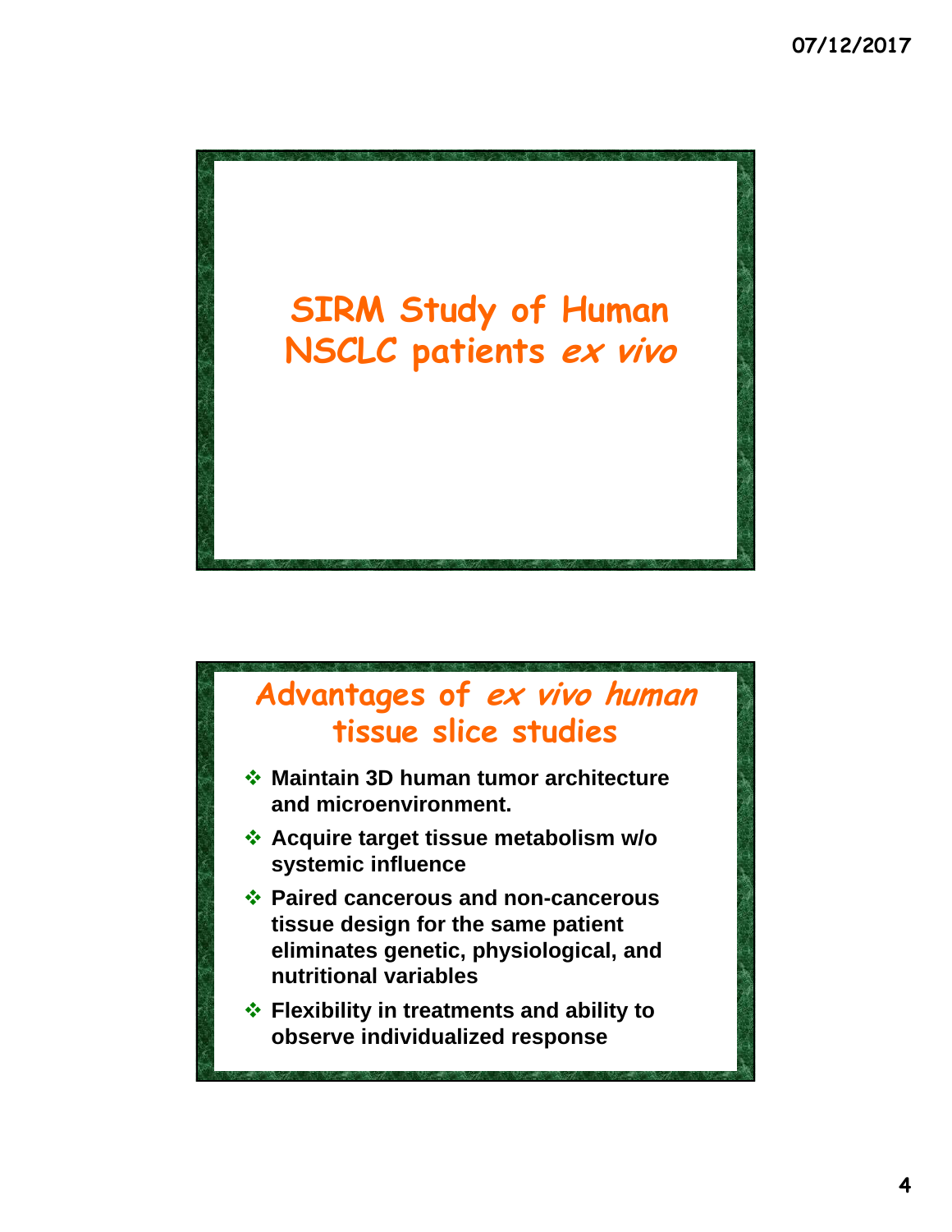# SIRM Study of Human NSCLC patients *ex vivo*

## Advantages of *ex vivo human* tissue slice studies

- **Maintain 3D human tumor architecture and microenvironment.**
- **Acquire target tissue metabolism w/o systemic influence**
- **Paired cancerous and non-cancerous tissue design for the same patient eliminates genetic, physiological, and nutritional variables**
- **Flexibility in treatments and ability to observe individualized response**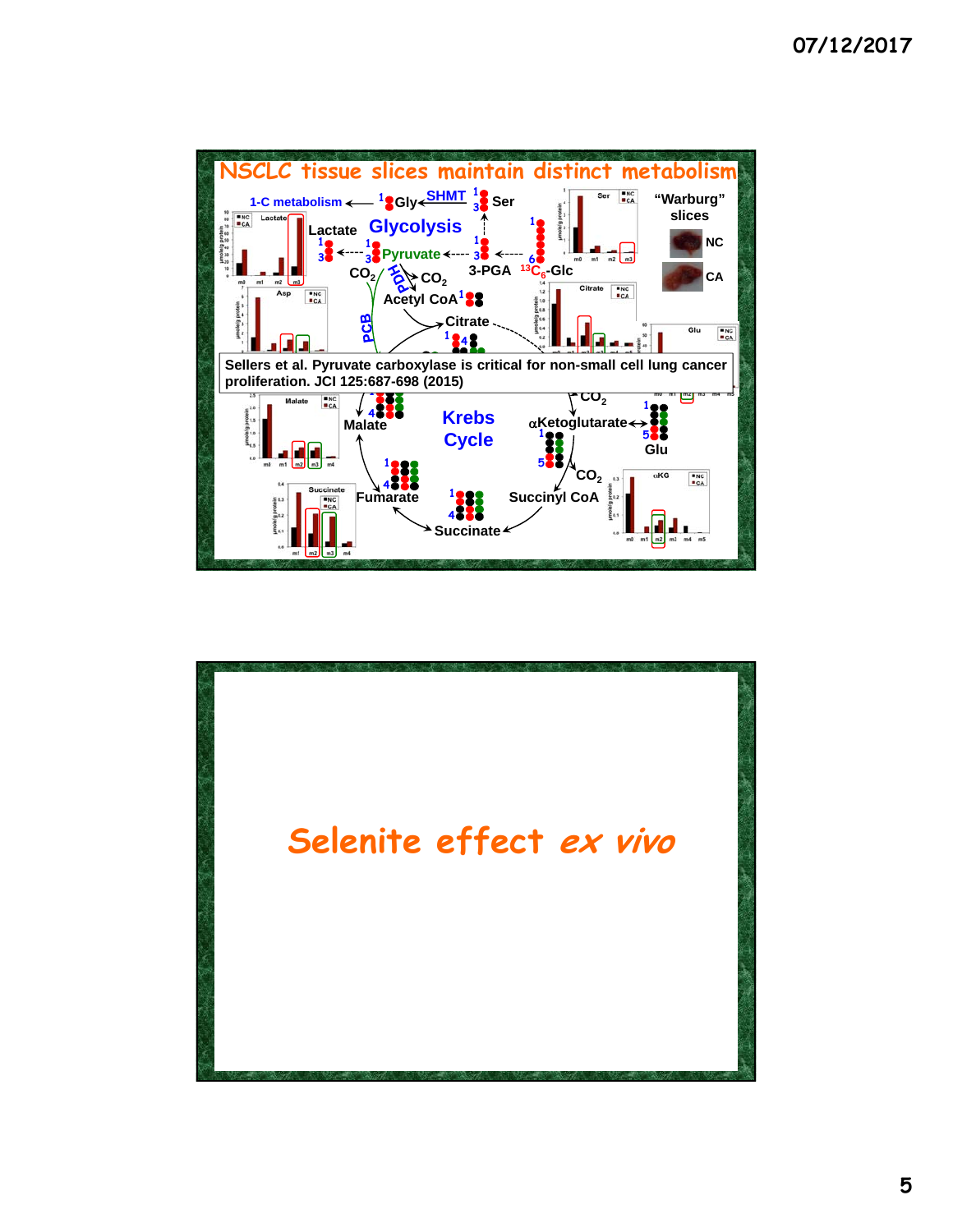# NSCLC tissue slices maintain distinct metabolism

1-C metabolism ← Gly ← SHMT — Ser

Glycolysis

Lactate ← Pyruvate ← 3-PGA ← $^{13}C_6$-Glc

"Warburg" slices

NC

CA

$CO_2$ — PCB — PDH — $CO_2$

Acetyl CoA

Citrate

Sellers et al. Pyruvate carboxylase is critical for non-small cell lung cancer proliferation. JCI 125:687-698 (2015)

Malate

Krebs Cycle

$\alpha$Ketoglutarate ↔ Glu

$CO_2$

Fumarate

Succinyl CoA

Succinate

# Selenite effect *ex vivo*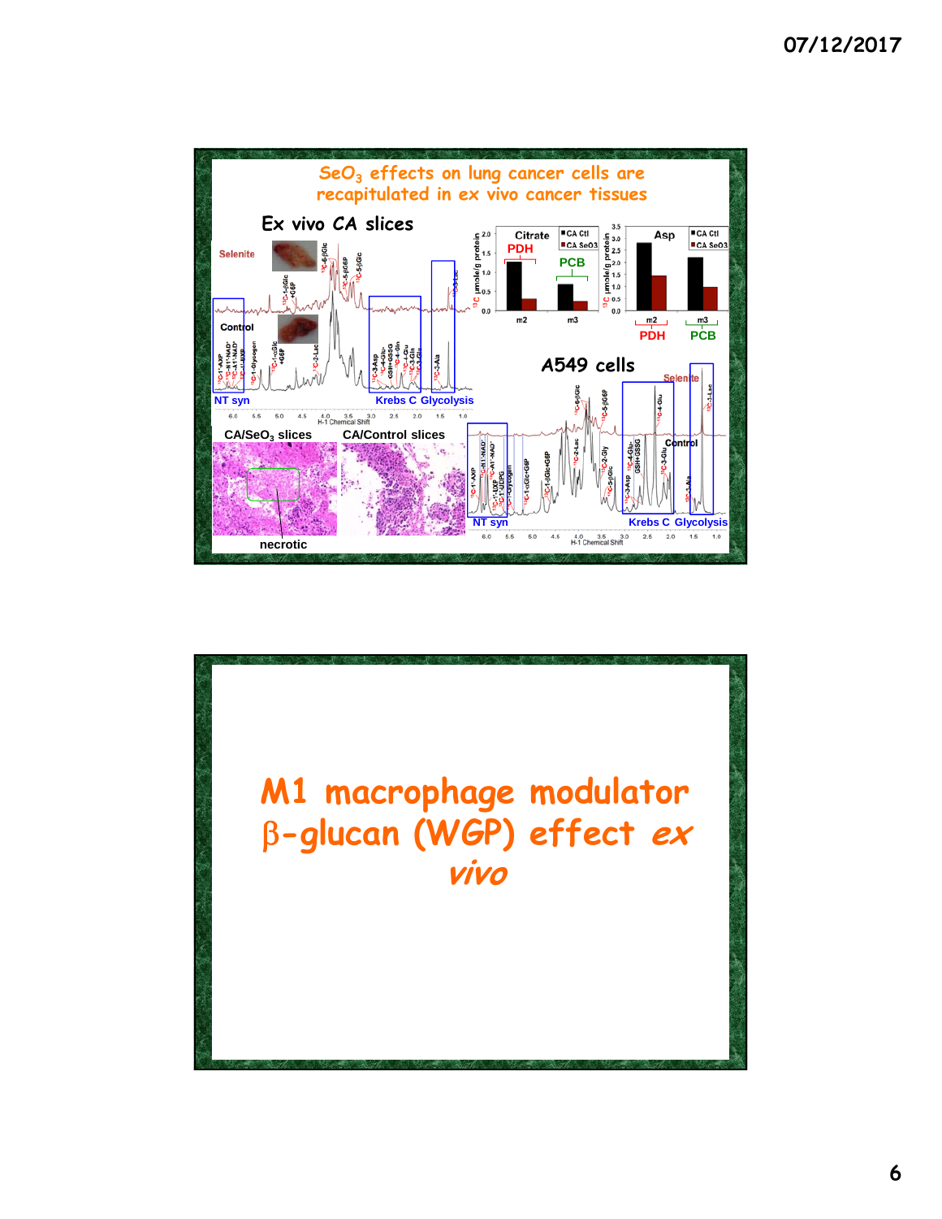## $SeO_3$ effects on lung cancer cells are recapitulated in ex vivo cancer tissues

Ex vivo CA slices

Selenite

Control

NT syn

Krebs C Glycolysis

CA/$SeO_3$ slices

CA/Control slices

necrotic

Citrate

PDH

PCB

CA Ctl

CA SeO3

Asp

m2

m3

A549 cells

Selenite

Control

NT syn

Krebs C Glycolysis

---

# M1 macrophage modulator β-glucan (WGP) effect *ex vivo*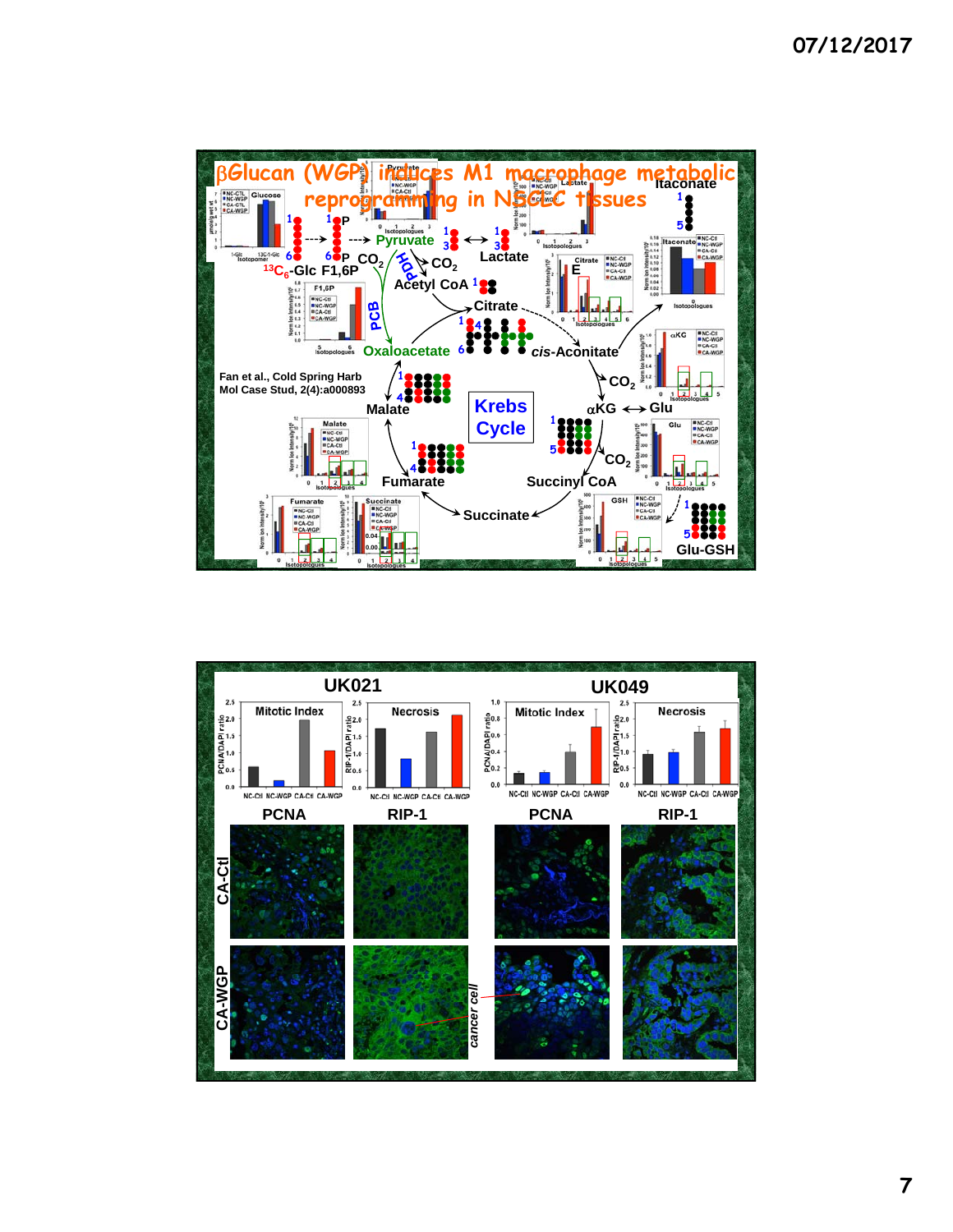# βGlucan (WGP) induces M1 macrophage metabolic reprogramming in NSCLC tissues

Fan et al., Cold Spring Harb Mol Case Stud, 2(4):a000893

Glucose → $^{13}C_6$-Glc → F1,6P → Pyruvate ↔ Lactate

Pyruvate → (PDH) → Acetyl CoA + $CO_2$

Pyruvate → (PCB) → Oxaloacetate

**Krebs Cycle**: Oxaloacetate → Citrate → *cis*-Aconitate → αKG ($CO_2$) ↔ Glu → Succinyl CoA ($CO_2$) → Succinate → Fumarate → Malate → Oxaloacetate

*cis*-Aconitate → Itaconate

Glu → Glu-GSH

Legend: NC-Ctl, NC-WGP, CA-Ctl, CA-WGP

## UK021

| | NC-Ctl | NC-WGP | CA-Ctl | CA-WGP |
|---|---|---|---|---|
| Mitotic Index (PCNA/DAPI ratio) | ~0.6 | ~0.2 | ~2.0 | ~1.05 |
| Necrosis (RIP-1/DAPI ratio) | ~1.7 | ~0.8 | ~1.6 | ~2.1 |

## UK049

| | NC-Ctl | NC-WGP | CA-Ctl | CA-WGP |
|---|---|---|---|---|
| Mitotic Index (PCNA/DAPI ratio) | ~0.15 | ~0.15 | ~0.4 | ~0.7 |
| Necrosis (RIP-1/DAPI ratio) | ~0.9 | ~1.0 | ~1.6 | ~1.7 |

PCNA, RIP-1 staining: CA-Ctl, CA-WGP; *cancer cell*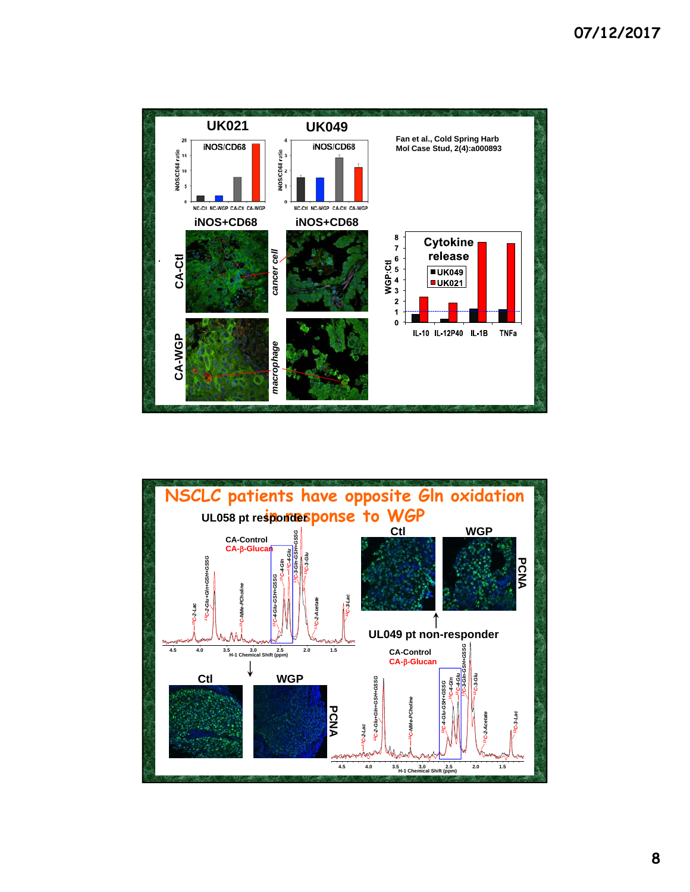UK021

UK049

iNOS/CD68

iNOS/CD68

Fan et al., Cold Spring Harb Mol Case Stud, 2(4):a000893

iNOS+CD68

iNOS+CD68

CA-Ctl

CA-WGP

cancer cell

macrophage

Cytokine release

■ UK049
■ UK021

WGP:Ctl

IL-10 IL-12P40 IL-1B TNFa

## NSCLC patients have opposite Gln oxidation in response to WGP

UL058 pt responder

CA-Control
CA-β-Glucan

Ctl

WGP

PCNA

UL049 pt non-responder

CA-Control
CA-β-Glucan

Ctl

WGP

PCNA

H-1 Chemical Shift (ppm)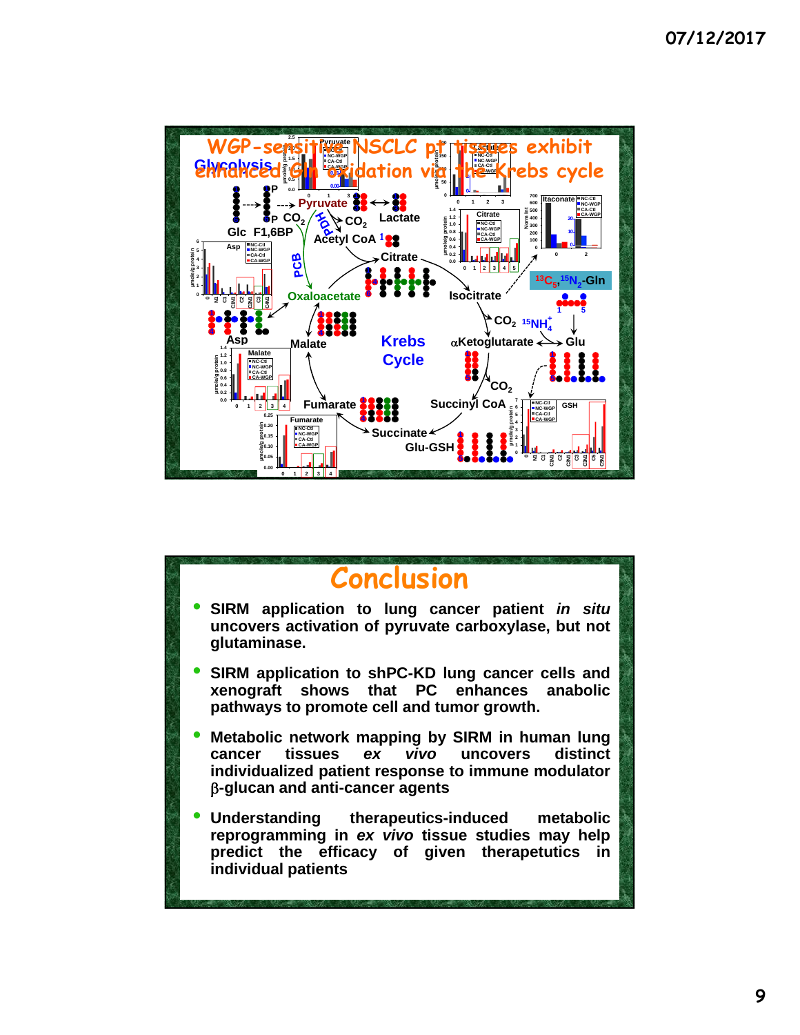## WGP-sensitive NSCLC pt tissues exhibit enhanced Gln oxidation via the Krebs cycle

Glycolysis

Glc F1,6BP Pyruvate Lactate $CO_2$ PDH PCB Acetyl CoA Citrate Isocitrate Oxaloacetate Asp Malate Krebs Cycle Fumarate Succinate Succinyl CoA $\alpha$Ketoglutarate Glu Glu-GSH $CO_2$ $^{15}NH_4^+$ $^{13}C_5,^{15}N_2$-Gln Itaconate GSH

## Conclusion

- **SIRM application to lung cancer patient *in situ* uncovers activation of pyruvate carboxylase, but not glutaminase.**
- **SIRM application to shPC-KD lung cancer cells and xenograft shows that PC enhances anabolic pathways to promote cell and tumor growth.**
- **Metabolic network mapping by SIRM in human lung cancer tissues *ex vivo* uncovers distinct individualized patient response to immune modulator β-glucan and anti-cancer agents**
- **Understanding therapeutics-induced metabolic reprogramming in *ex vivo* tissue studies may help predict the efficacy of given therapeutics in individual patients**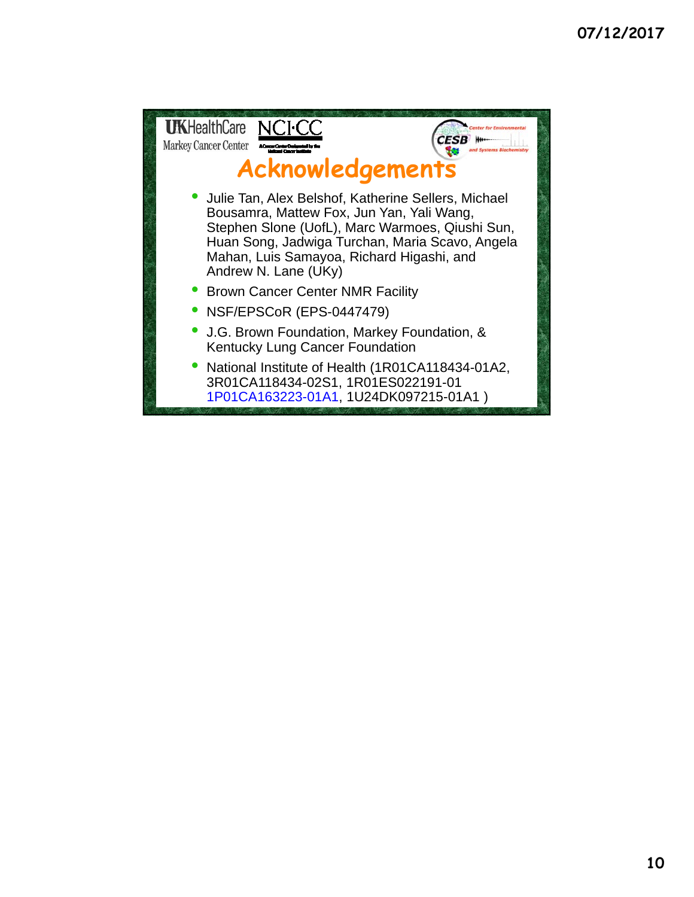UKHealthCare Markey Cancer Center

NCI·CC

CESB Center for Environmental and Systems Biochemistry

# Acknowledgements

- Julie Tan, Alex Belshof, Katherine Sellers, Michael Bousamra, Mattew Fox, Jun Yan, Yali Wang, Stephen Slone (UofL), Marc Warmoes, Qiushi Sun, Huan Song, Jadwiga Turchan, Maria Scavo, Angela Mahan, Luis Samayoa, Richard Higashi, and Andrew N. Lane (UKy)
- Brown Cancer Center NMR Facility
- NSF/EPSCoR (EPS-0447479)
- J.G. Brown Foundation, Markey Foundation, & Kentucky Lung Cancer Foundation
- National Institute of Health (1R01CA118434-01A2, 3R01CA118434-02S1, 1R01ES022191-01 1P01CA163223-01A1, 1U24DK097215-01A1 )